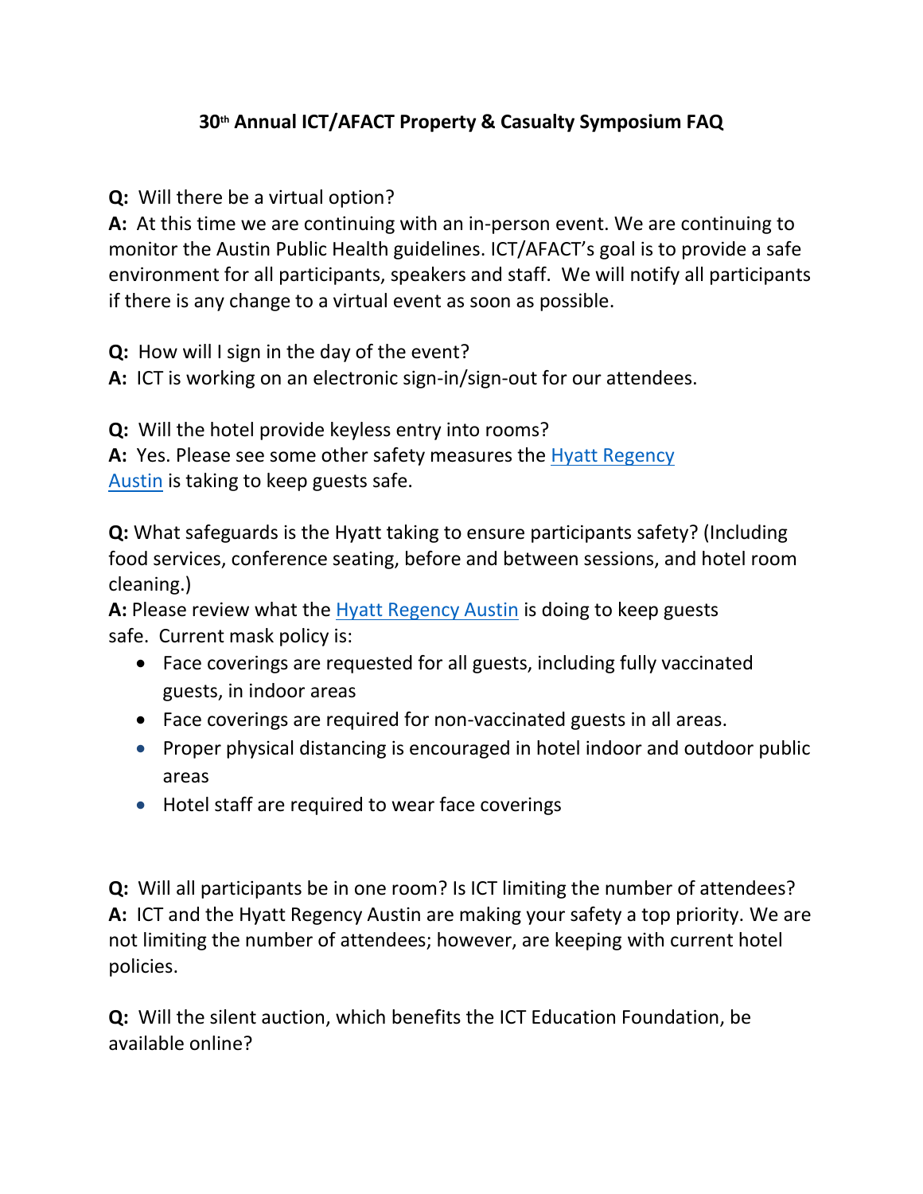# 30th Annual ICT/AFACT Property & Casualty Symposium FAQ

**Q:** Will there be a virtual option?
**A:** At this time we are continuing with an in-person event. We are continuing to monitor the Austin Public Health guidelines. ICT/AFACT's goal is to provide a safe environment for all participants, speakers and staff. We will notify all participants if there is any change to a virtual event as soon as possible.

**Q:** How will I sign in the day of the event?
**A:** ICT is working on an electronic sign-in/sign-out for our attendees.

**Q:** Will the hotel provide keyless entry into rooms?
**A:** Yes. Please see some other safety measures the Hyatt Regency Austin is taking to keep guests safe.

**Q:** What safeguards is the Hyatt taking to ensure participants safety? (Including food services, conference seating, before and between sessions, and hotel room cleaning.)
**A:** Please review what the Hyatt Regency Austin is doing to keep guests safe. Current mask policy is:

- Face coverings are requested for all guests, including fully vaccinated guests, in indoor areas
- Face coverings are required for non-vaccinated guests in all areas.
- Proper physical distancing is encouraged in hotel indoor and outdoor public areas
- Hotel staff are required to wear face coverings

**Q:** Will all participants be in one room? Is ICT limiting the number of attendees?
**A:** ICT and the Hyatt Regency Austin are making your safety a top priority. We are not limiting the number of attendees; however, are keeping with current hotel policies.

**Q:** Will the silent auction, which benefits the ICT Education Foundation, be available online?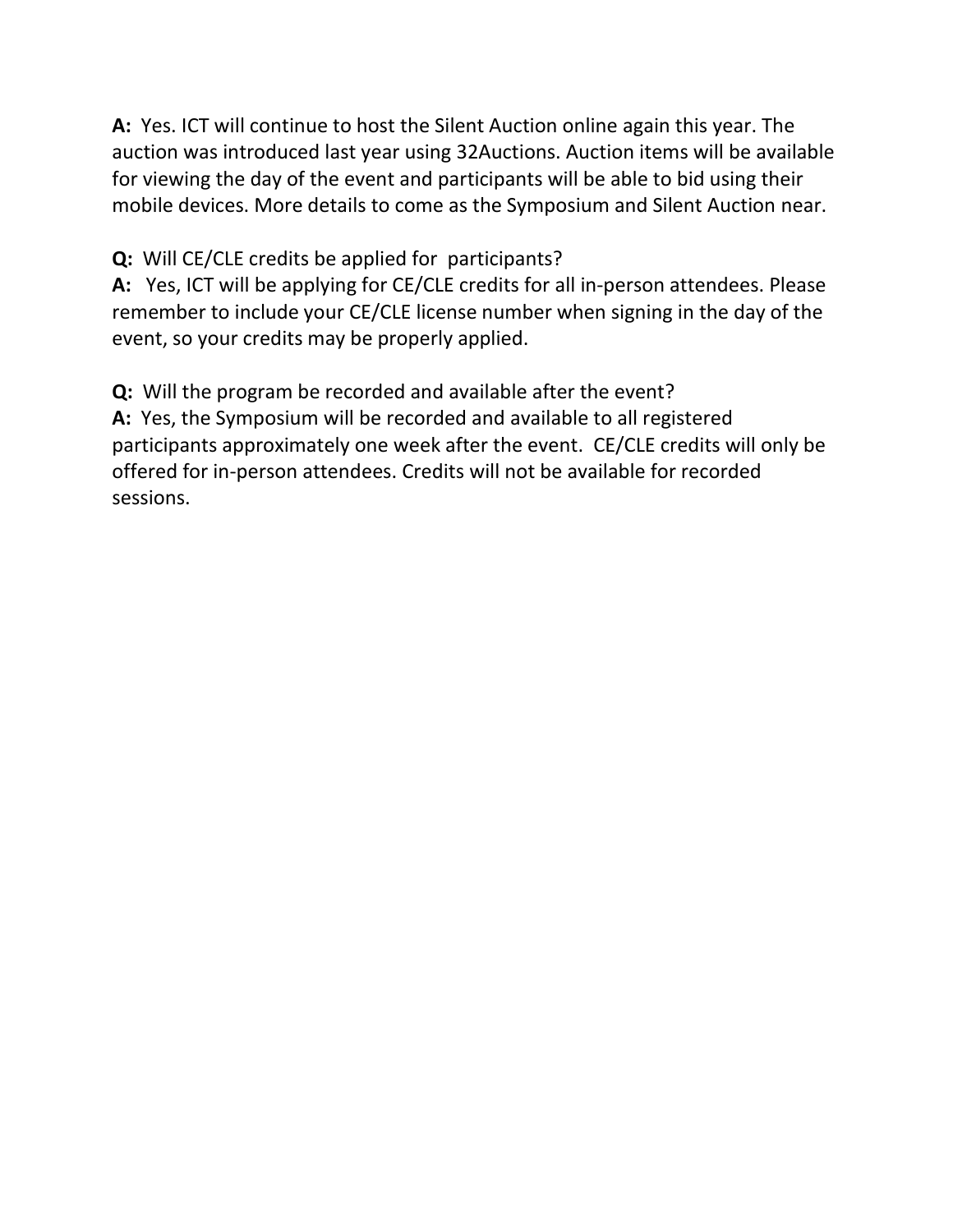**A:** Yes. ICT will continue to host the Silent Auction online again this year. The auction was introduced last year using 32Auctions. Auction items will be available for viewing the day of the event and participants will be able to bid using their mobile devices. More details to come as the Symposium and Silent Auction near.

**Q:** Will CE/CLE credits be applied for participants?
**A:** Yes, ICT will be applying for CE/CLE credits for all in-person attendees. Please remember to include your CE/CLE license number when signing in the day of the event, so your credits may be properly applied.

**Q:** Will the program be recorded and available after the event?
**A:** Yes, the Symposium will be recorded and available to all registered participants approximately one week after the event. CE/CLE credits will only be offered for in-person attendees. Credits will not be available for recorded sessions.